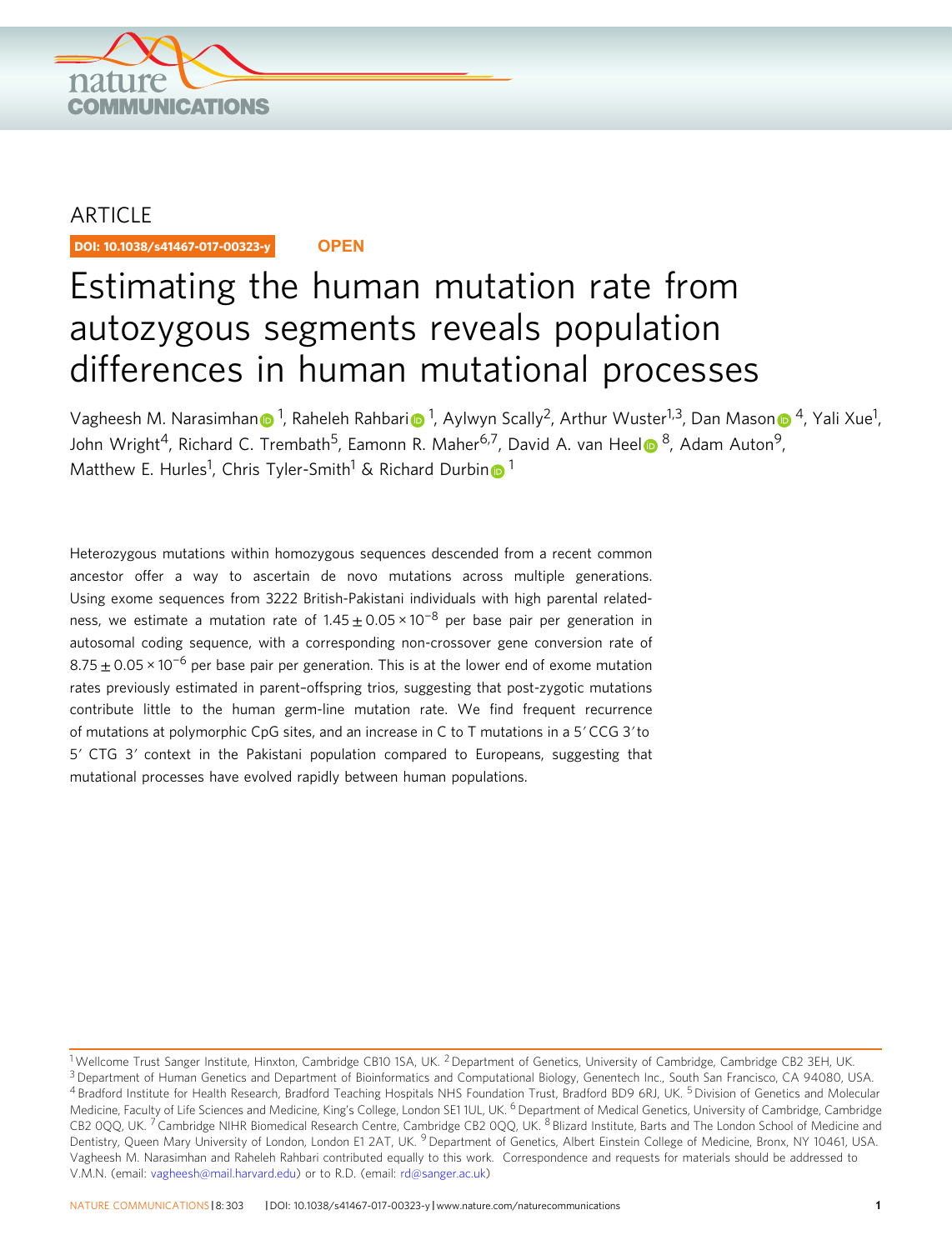ARTICLE

DOI: 10.1038/s41467-017-00323-y **OPEN**

# Estimating the human mutation rate from autozygous segments reveals population differences in human mutational processes

Vagheesh M. Narasimhan [1], Raheleh Rahbari [1], Aylwyn Scally[2], Arthur Wuster[1,3], Dan Mason [4], Yali Xue[1], John Wright[4], Richard C. Trembath[5], Eamonn R. Maher[6,7], David A. van Heel [8], Adam Auton[9], Matthew E. Hurles[1], Chris Tyler-Smith[1] & Richard Durbin [1]

Heterozygous mutations within homozygous sequences descended from a recent common ancestor offer a way to ascertain de novo mutations across multiple generations. Using exome sequences from 3222 British-Pakistani individuals with high parental relatedness, we estimate a mutation rate of $1.45 \pm 0.05 \times 10^{-8}$ per base pair per generation in autosomal coding sequence, with a corresponding non-crossover gene conversion rate of $8.75 \pm 0.05 \times 10^{-6}$ per base pair per generation. This is at the lower end of exome mutation rates previously estimated in parent–offspring trios, suggesting that post-zygotic mutations contribute little to the human germ-line mutation rate. We find frequent recurrence of mutations at polymorphic CpG sites, and an increase in C to T mutations in a 5′ CCG 3′ to 5′ CTG 3′ context in the Pakistani population compared to Europeans, suggesting that mutational processes have evolved rapidly between human populations.

[1] Wellcome Trust Sanger Institute, Hinxton, Cambridge CB10 1SA, UK. [2] Department of Genetics, University of Cambridge, Cambridge CB2 3EH, UK. [3] Department of Human Genetics and Department of Bioinformatics and Computational Biology, Genentech Inc., South San Francisco, CA 94080, USA. [4] Bradford Institute for Health Research, Bradford Teaching Hospitals NHS Foundation Trust, Bradford BD9 6RJ, UK. [5] Division of Genetics and Molecular Medicine, Faculty of Life Sciences and Medicine, King's College, London SE1 1UL, UK. [6] Department of Medical Genetics, University of Cambridge, Cambridge CB2 0QQ, UK. [7] Cambridge NIHR Biomedical Research Centre, Cambridge CB2 0QQ, UK. [8] Blizard Institute, Barts and The London School of Medicine and Dentistry, Queen Mary University of London, London E1 2AT, UK. [9] Department of Genetics, Albert Einstein College of Medicine, Bronx, NY 10461, USA. Vagheesh M. Narasimhan and Raheleh Rahbari contributed equally to this work. Correspondence and requests for materials should be addressed to V.M.N. (email: vagheesh@mail.harvard.edu) or to R.D. (email: rd@sanger.ac.uk)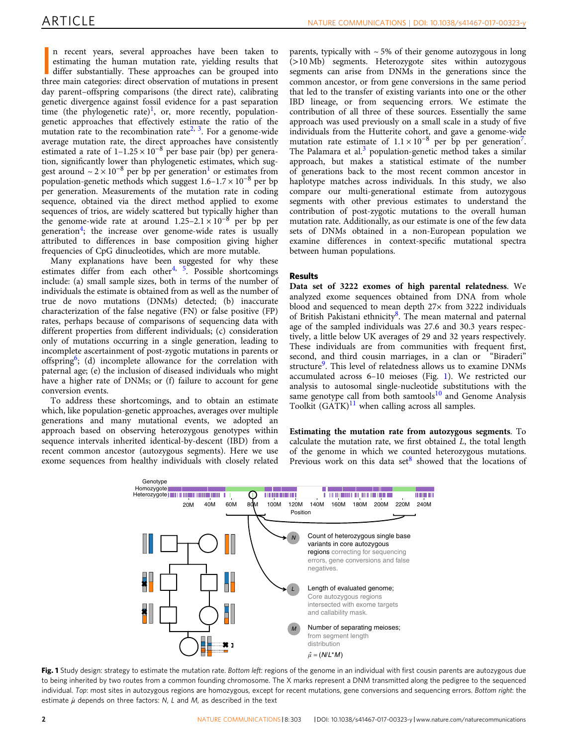In recent years, several approaches have been taken to estimating the human mutation rate, yielding results that differ substantially. These approaches can be grouped into three main categories: direct observation of mutations in present day parent–offspring comparisons (the direct rate), calibrating genetic divergence against fossil evidence for a past separation time (the phylogenetic rate)[1], or, more recently, population-genetic approaches that effectively estimate the ratio of the mutation rate to the recombination rate[2, 3]. For a genome-wide average mutation rate, the direct approaches have consistently estimated a rate of $1–1.25 \times 10^{-8}$ per base pair (bp) per generation, significantly lower than phylogenetic estimates, which suggest around $\sim 2 \times 10^{-8}$ per bp per generation[1] or estimates from population-genetic methods which suggest $1.6–1.7 \times 10^{-8}$ per bp per generation. Measurements of the mutation rate in coding sequence, obtained via the direct method applied to exome sequences of trios, are widely scattered but typically higher than the genome-wide rate at around $1.25–2.1 \times 10^{-8}$ per bp per generation[4]; the increase over genome-wide rates is usually attributed to differences in base composition giving higher frequencies of CpG dinucleotides, which are more mutable.

Many explanations have been suggested for why these estimates differ from each other[4, 5]. Possible shortcomings include: (a) small sample sizes, both in terms of the number of individuals the estimate is obtained from as well as the number of true de novo mutations (DNMs) detected; (b) inaccurate characterization of the false negative (FN) or false positive (FP) rates, perhaps because of comparisons of sequencing data with different properties from different individuals; (c) consideration only of mutations occurring in a single generation, leading to incomplete ascertainment of post-zygotic mutations in parents or offspring[6]; (d) incomplete allowance for the correlation with paternal age; (e) the inclusion of diseased individuals who might have a higher rate of DNMs; or (f) failure to account for gene conversion events.

To address these shortcomings, and to obtain an estimate which, like population-genetic approaches, averages over multiple generations and many mutational events, we adopted an approach based on observing heterozygous genotypes within sequence intervals inherited identical-by-descent (IBD) from a recent common ancestor (autozygous segments). Here we use exome sequences from healthy individuals with closely related parents, typically with ~5% of their genome autozygous in long (>10 Mb) segments. Heterozygote sites within autozygous segments can arise from DNMs in the generations since the common ancestor, or from gene conversions in the same period that led to the transfer of existing variants into one or the other IBD lineage, or from sequencing errors. We estimate the contribution of all three of these sources. Essentially the same approach was used previously on a small scale in a study of five individuals from the Hutterite cohort, and gave a genome-wide mutation rate estimate of $1.1 \times 10^{-8}$ per bp per generation[7]. The Palamara et al.[3] population-genetic method takes a similar approach, but makes a statistical estimate of the number of generations back to the most recent common ancestor in haplotype matches across individuals. In this study, we also compare our multi-generational estimate from autozygous segments with other previous estimates to understand the contribution of post-zygotic mutations to the overall human mutation rate. Additionally, as our estimate is one of the few data sets of DNMs obtained in a non-European population we examine differences in context-specific mutational spectra between human populations.

## Results

**Data set of 3222 exomes of high parental relatedness**. We analyzed exome sequences obtained from DNA from whole blood and sequenced to mean depth 27× from 3222 individuals of British Pakistani ethnicity[8]. The mean maternal and paternal age of the sampled individuals was 27.6 and 30.3 years respectively, a little below UK averages of 29 and 32 years respectively. These individuals are from communities with frequent first, second, and third cousin marriages, in a clan or "Biraderi" structure[9]. This level of relatedness allows us to examine DNMs accumulated across 6–10 meioses (Fig. 1). We restricted our analysis to autosomal single-nucleotide substitutions with the same genotype call from both samtools[10] and Genome Analysis Toolkit (GATK)[11] when calling across all samples.

**Estimating the mutation rate from autozygous segments**. To calculate the mutation rate, we first obtained $L$, the total length of the genome in which we counted heterozygous mutations. Previous work on this data set[8] showed that the locations of

Genotype
Homozygote
Heterozygote
20M 40M 60M 80M 100M 120M 140M 160M 180M 200M 220M 240M
Position

N Count of heterozygous single base variants in core autozygous regions correcting for sequencing errors, gene conversions and false negatives.

L Length of evaluated genome; Core autozygous regions intersected with exome targets and callability mask.

M Number of separating meioses; from segment length distribution

$\hat{\mu} = (N/L*M)$

**Fig. 1** Study design: strategy to estimate the mutation rate. *Bottom left*: regions of the genome in an individual with first cousin parents are autozygous due to being inherited by two routes from a common founding chromosome. The X marks represent a DNM transmitted along the pedigree to the sequenced individual. *Top*: most sites in autozygous regions are homozygous, except for recent mutations, gene conversions and sequencing errors. *Bottom right*: the estimate $\hat{\mu}$ depends on three factors: $N$, $L$ and $M$, as described in the text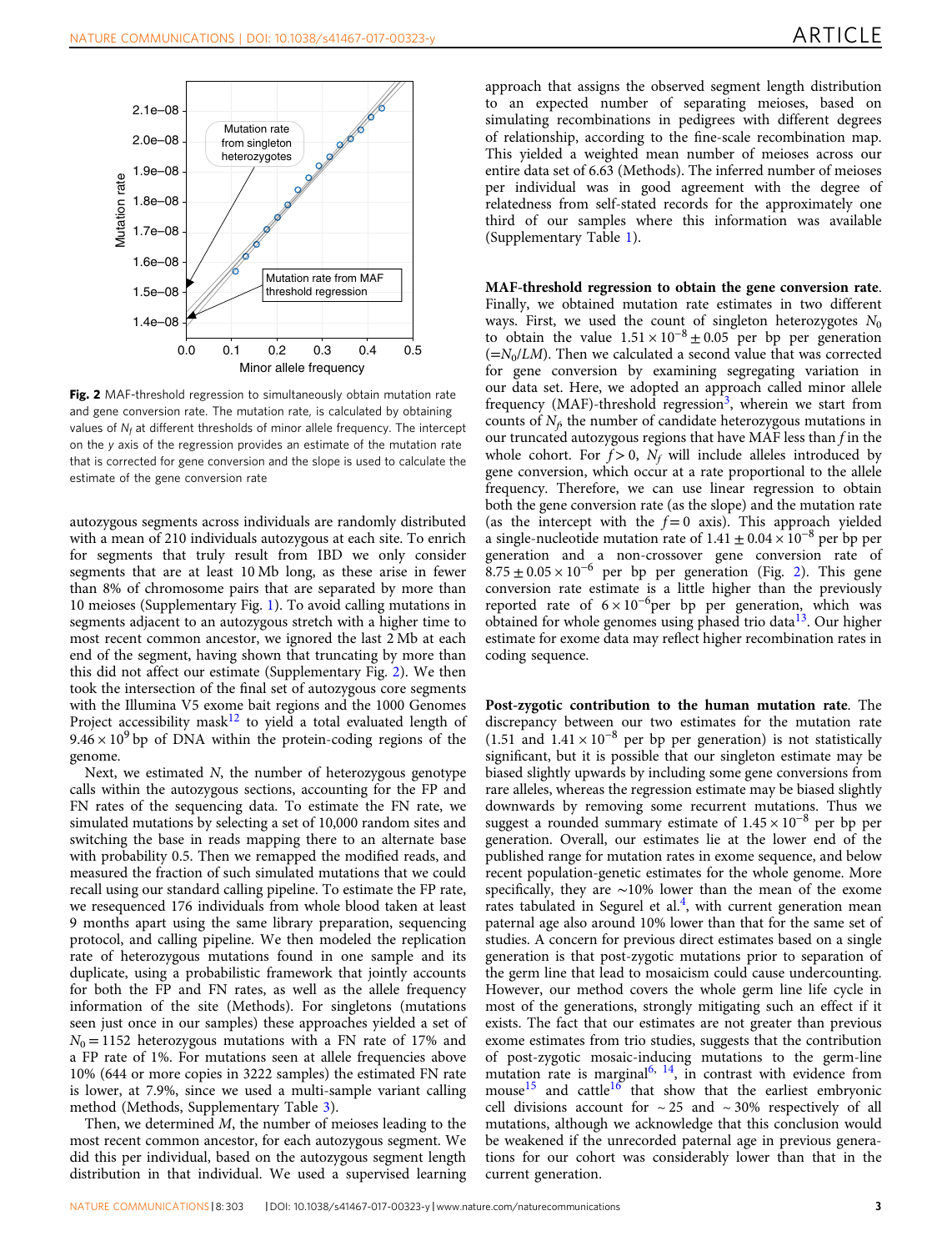2.1e−08
2.0e−08
1.9e−08
1.8e−08
1.7e−08
1.6e−08
1.5e−08
1.4e−08

Mutation rate

0.0 0.1 0.2 0.3 0.4 0.5

Minor allele frequency

Mutation rate from singleton heterozygotes

Mutation rate from MAF threshold regression

**Fig. 2** MAF-threshold regression to simultaneously obtain mutation rate and gene conversion rate. The mutation rate, is calculated by obtaining values of $N_f$ at different thresholds of minor allele frequency. The intercept on the y axis of the regression provides an estimate of the mutation rate that is corrected for gene conversion and the slope is used to calculate the estimate of the gene conversion rate

autozygous segments across individuals are randomly distributed with a mean of 210 individuals autozygous at each site. To enrich for segments that truly result from IBD we only consider segments that are at least 10 Mb long, as these arise in fewer than 8% of chromosome pairs that are separated by more than 10 meioses (Supplementary Fig. 1). To avoid calling mutations in segments adjacent to an autozygous stretch with a higher time to most recent common ancestor, we ignored the last 2 Mb at each end of the segment, having shown that truncating by more than this did not affect our estimate (Supplementary Fig. 2). We then took the intersection of the final set of autozygous core segments with the Illumina V5 exome bait regions and the 1000 Genomes Project accessibility mask[12] to yield a total evaluated length of $9.46 \times 10^9$ bp of DNA within the protein-coding regions of the genome.

Next, we estimated $N$, the number of heterozygous genotype calls within the autozygous sections, accounting for the FP and FN rates of the sequencing data. To estimate the FN rate, we simulated mutations by selecting a set of 10,000 random sites and switching the base in reads mapping there to an alternate base with probability 0.5. Then we remapped the modified reads, and measured the fraction of such simulated mutations that we could recall using our standard calling pipeline. To estimate the FP rate, we resequenced 176 individuals from whole blood taken at least 9 months apart using the same library preparation, sequencing protocol, and calling pipeline. We then modeled the replication rate of heterozygous mutations found in one sample and its duplicate, using a probabilistic framework that jointly accounts for both the FP and FN rates, as well as the allele frequency information of the site (Methods). For singletons (mutations seen just once in our samples) these approaches yielded a set of $N_0 = 1152$ heterozygous mutations with a FN rate of 17% and a FP rate of 1%. For mutations seen at allele frequencies above 10% (644 or more copies in 3222 samples) the estimated FN rate is lower, at 7.9%, since we used a multi-sample variant calling method (Methods, Supplementary Table 3).

Then, we determined $M$, the number of meioses leading to the most recent common ancestor, for each autozygous segment. We did this per individual, based on the autozygous segment length distribution in that individual. We used a supervised learning approach that assigns the observed segment length distribution to an expected number of separating meioses, based on simulating recombinations in pedigrees with different degrees of relationship, according to the fine-scale recombination map. This yielded a weighted mean number of meioses across our entire data set of 6.63 (Methods). The inferred number of meioses per individual was in good agreement with the degree of relatedness from self-stated records for the approximately one third of our samples where this information was available (Supplementary Table 1).

**MAF-threshold regression to obtain the gene conversion rate**. Finally, we obtained mutation rate estimates in two different ways. First, we used the count of singleton heterozygotes $N_0$ to obtain the value $1.51 \times 10^{-8} \pm 0.05$ per bp per generation ($=N_0/LM$). Then we calculated a second value that was corrected for gene conversion by examining segregating variation in our data set. Here, we adopted an approach called minor allele frequency (MAF)-threshold regression[3], wherein we start from counts of $N_f$, the number of candidate heterozygous mutations in our truncated autozygous regions that have MAF less than $f$ in the whole cohort. For $f > 0$, $N_f$ will include alleles introduced by gene conversion, which occur at a rate proportional to the allele frequency. Therefore, we can use linear regression to obtain both the gene conversion rate (as the slope) and the mutation rate (as the intercept with the $f = 0$ axis). This approach yielded a single-nucleotide mutation rate of $1.41 \pm 0.04 \times 10^{-8}$ per bp per generation and a non-crossover gene conversion rate of $8.75 \pm 0.05 \times 10^{-6}$ per bp per generation (Fig. 2). This gene conversion rate estimate is a little higher than the previously reported rate of $6 \times 10^{-6}$per bp per generation, which was obtained for whole genomes using phased trio data[13]. Our higher estimate for exome data may reflect higher recombination rates in coding sequence.

**Post-zygotic contribution to the human mutation rate**. The discrepancy between our two estimates for the mutation rate (1.51 and $1.41 \times 10^{-8}$ per bp per generation) is not statistically significant, but it is possible that our singleton estimate may be biased slightly upwards by including some gene conversions from rare alleles, whereas the regression estimate may be biased slightly downwards by removing some recurrent mutations. Thus we suggest a rounded summary estimate of $1.45 \times 10^{-8}$ per bp per generation. Overall, our estimates lie at the lower end of the published range for mutation rates in exome sequence, and below recent population-genetic estimates for the whole genome. More specifically, they are ~10% lower than the mean of the exome rates tabulated in Segurel et al.[4], with current generation mean paternal age also around 10% lower than that for the same set of studies. A concern for previous direct estimates based on a single generation is that post-zygotic mutations prior to separation of the germ line that lead to mosaicism could cause undercounting. However, our method covers the whole germ line life cycle in most of the generations, strongly mitigating such an effect if it exists. The fact that our estimates are not greater than previous exome estimates from trio studies, suggests that the contribution of post-zygotic mosaic-inducing mutations to the germ-line mutation rate is marginal[6, 14], in contrast with evidence from mouse[15] and cattle[16] that show that the earliest embryonic cell divisions account for ~25 and ~30% respectively of all mutations, although we acknowledge that this conclusion would be weakened if the unrecorded paternal age in previous generations for our cohort was considerably lower than that in the current generation.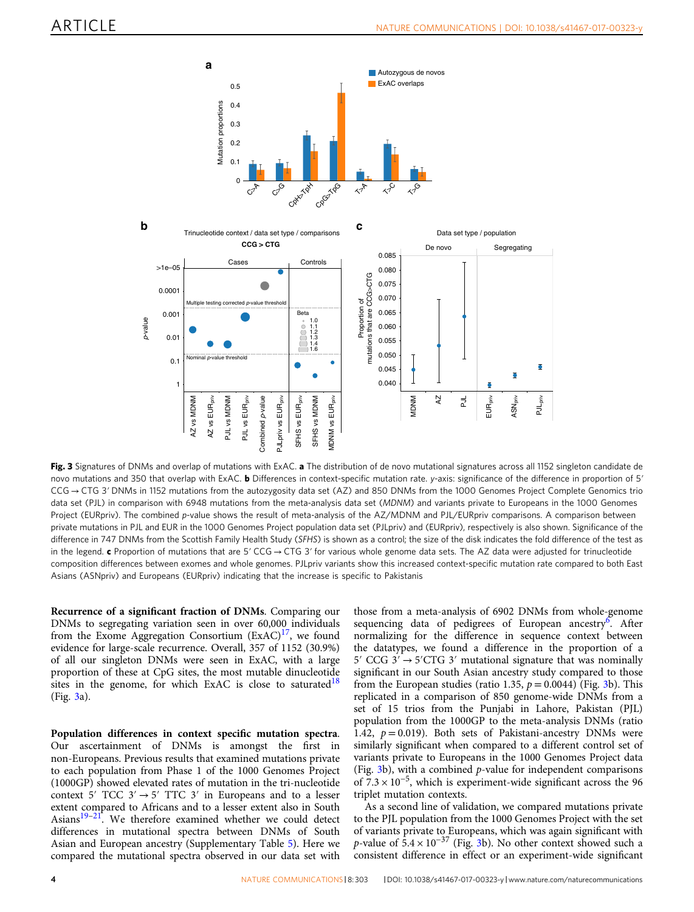a

Autozygous de novos
ExAC overlaps

Mutation proportions

0.5
0.4
0.3
0.2
0.1
0

C>A
C>G
CpH>TpH
CpG>TpG
T>A
T>C
T>G

b

Trinucleotide context / data set type / comparisons

CCG > CTG

Cases
Controls

p-value

>1e−05
0.0001
0.001
0.01
0.1
1

Multiple testing corrected p-value threshold
Nominal p-value threshold

Beta
1.0
1.1
1.2
1.3
1.4
1.6

AZ vs MDNM
AZ vs EURpriv
PJL vs MDNM
PJL vs EURpriv
Combined p-value
PJLpriv vs EURpriv
SFHS vs EURpriv
SFHS vs MDNM
MDNM vs EURpriv

c

Data set type / population

De novo
Segregating

Proportion of mutations that are CCG>CTG

0.085
0.080
0.075
0.070
0.065
0.060
0.055
0.050
0.045
0.040

MDNM
AZ
PJL
EURpriv
ASNpriv
PJLpriv

**Fig. 3** Signatures of DNMs and overlap of mutations with ExAC. **a** The distribution of de novo mutational signatures across all 1152 singleton candidate de novo mutations and 350 that overlap with ExAC. **b** Differences in context-specific mutation rate. *y*-axis: significance of the difference in proportion of 5′ CCG → CTG 3′ DNMs in 1152 mutations from the autozygosity data set (AZ) and 850 DNMs from the 1000 Genomes Project Complete Genomics trio data set (PJL) in comparison with 6948 mutations from the meta-analysis data set (*MDNM*) and variants private to Europeans in the 1000 Genomes Project (EURpriv). The combined *p*-value shows the result of meta-analysis of the AZ/MDNM and PJL/EURpriv comparisons. A comparison between private mutations in PJL and EUR in the 1000 Genomes Project population data set (PJLpriv) and (EURpriv), respectively is also shown. Significance of the difference in 747 DNMs from the Scottish Family Health Study (*SFHS*) is shown as a control; the size of the disk indicates the fold difference of the test as in the legend. **c** Proportion of mutations that are 5′ CCG → CTG 3′ for various whole genome data sets. The AZ data were adjusted for trinucleotide composition differences between exomes and whole genomes. PJLpriv variants show this increased context-specific mutation rate compared to both East Asians (ASNpriv) and Europeans (EURpriv) indicating that the increase is specific to Pakistanis

**Recurrence of a significant fraction of DNMs**. Comparing our DNMs to segregating variation seen in over 60,000 individuals from the Exome Aggregation Consortium (ExAC)[17], we found evidence for large-scale recurrence. Overall, 357 of 1152 (30.9%) of all our singleton DNMs were seen in ExAC, with a large proportion of these at CpG sites, the most mutable dinucleotide sites in the genome, for which ExAC is close to saturated[18] (Fig. 3a).

**Population differences in context specific mutation spectra**. Our ascertainment of DNMs is amongst the first in non-Europeans. Previous results that examined mutations private to each population from Phase 1 of the 1000 Genomes Project (1000GP) showed elevated rates of mutation in the tri-nucleotide context 5′ TCC 3′ → 5′ TTC 3′ in Europeans and to a lesser extent compared to Africans and to a lesser extent also in South Asians[19–21]. We therefore examined whether we could detect differences in mutational spectra between DNMs of South Asian and European ancestry (Supplementary Table 5). Here we compared the mutational spectra observed in our data set with those from a meta-analysis of 6902 DNMs from whole-genome sequencing data of pedigrees of European ancestry[6]. After normalizing for the difference in sequence context between the datatypes, we found a difference in the proportion of a 5′ CCG 3′ → 5′CTG 3′ mutational signature that was nominally significant in our South Asian ancestry study compared to those from the European studies (ratio 1.35, $p = 0.0044$) (Fig. 3b). This replicated in a comparison of 850 genome-wide DNMs from a set of 15 trios from the Punjabi in Lahore, Pakistan (PJL) population from the 1000GP to the meta-analysis DNMs (ratio 1.42, $p = 0.019$). Both sets of Pakistani-ancestry DNMs were similarly significant when compared to a different control set of variants private to Europeans in the 1000 Genomes Project data (Fig. 3b), with a combined *p*-value for independent comparisons of $7.3 \times 10^{-5}$, which is experiment-wide significant across the 96 triplet mutation contexts.

As a second line of validation, we compared mutations private to the PJL population from the 1000 Genomes Project with the set of variants private to Europeans, which was again significant with *p*-value of $5.4 \times 10^{-37}$ (Fig. 3b). No other context showed such a consistent difference in effect or an experiment-wide significant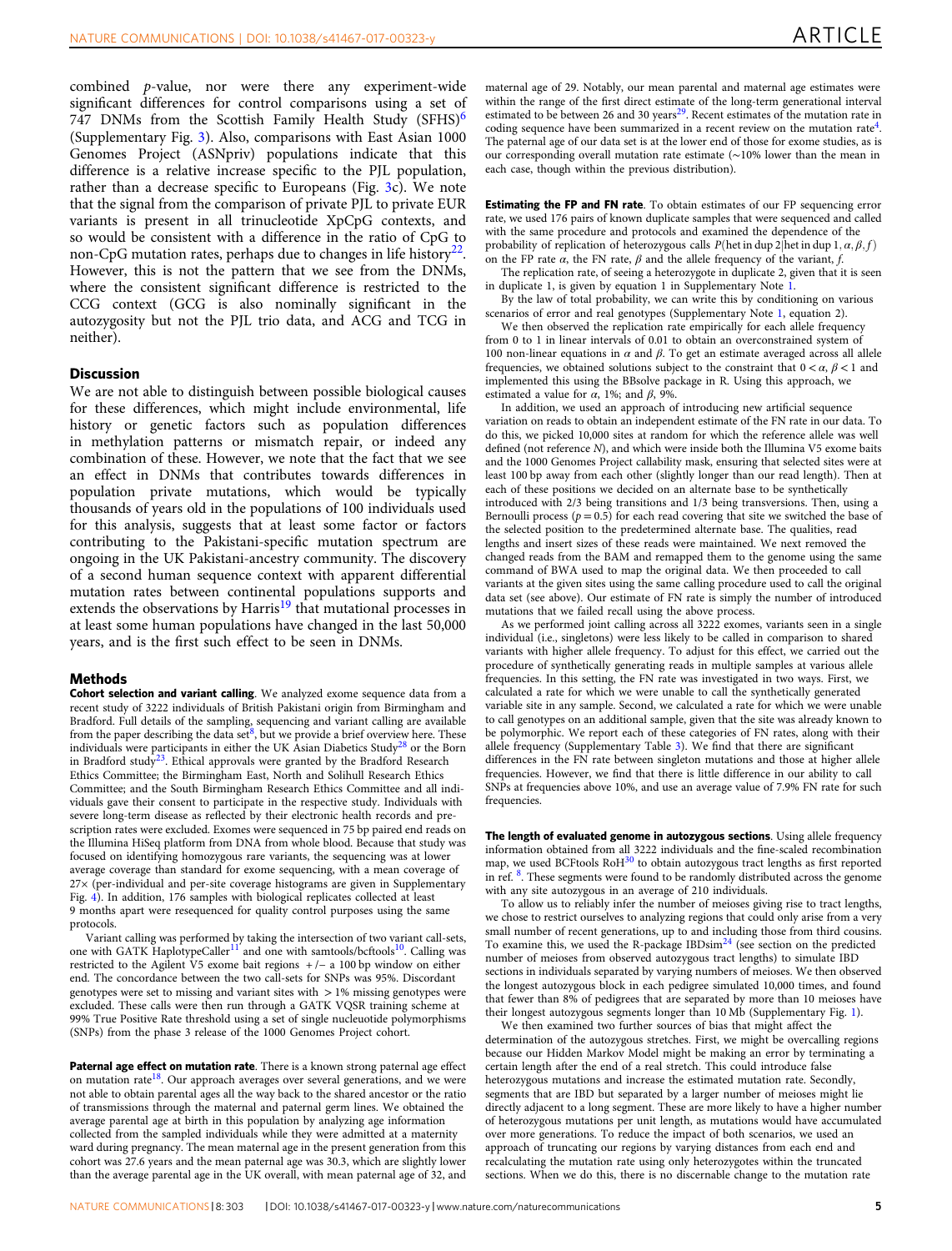combined *p*-value, nor were there any experiment-wide significant differences for control comparisons using a set of 747 DNMs from the Scottish Family Health Study (SFHS)[6] (Supplementary Fig. 3). Also, comparisons with East Asian 1000 Genomes Project (ASNpriv) populations indicate that this difference is a relative increase specific to the PJL population, rather than a decrease specific to Europeans (Fig. 3c). We note that the signal from the comparison of private PJL to private EUR variants is present in all trinucleotide XpCpG contexts, and so would be consistent with a difference in the ratio of CpG to non-CpG mutation rates, perhaps due to changes in life history[22]. However, this is not the pattern that we see from the DNMs, where the consistent significant difference is restricted to the CCG context (GCG is also nominally significant in the autozygosity but not the PJL trio data, and ACG and TCG in neither).

## Discussion

We are not able to distinguish between possible biological causes for these differences, which might include environmental, life history or genetic factors such as population differences in methylation patterns or mismatch repair, or indeed any combination of these. However, we note that the fact that we see an effect in DNMs that contributes towards differences in population private mutations, which would be typically thousands of years old in the populations of 100 individuals used for this analysis, suggests that at least some factor or factors contributing to the Pakistani-specific mutation spectrum are ongoing in the UK Pakistani-ancestry community. The discovery of a second human sequence context with apparent differential mutation rates between continental populations supports and extends the observations by Harris[19] that mutational processes in at least some human populations have changed in the last 50,000 years, and is the first such effect to be seen in DNMs.

## Methods

**Cohort selection and variant calling**. We analyzed exome sequence data from a recent study of 3222 individuals of British Pakistani origin from Birmingham and Bradford. Full details of the sampling, sequencing and variant calling are available from the paper describing the data set[8], but we provide a brief overview here. These individuals were participants in either the UK Asian Diabetics Study[28] or the Born in Bradford study[23]. Ethical approvals were granted by the Bradford Research Ethics Committee; the Birmingham East, North and Solihull Research Ethics Committee; and the South Birmingham Research Ethics Committee and all individuals gave their consent to participate in the respective study. Individuals with severe long-term disease as reflected by their electronic health records and prescription rates were excluded. Exomes were sequenced in 75 bp paired end reads on the Illumina HiSeq platform from DNA from whole blood. Because that study was focused on identifying homozygous rare variants, the sequencing was at lower average coverage than standard for exome sequencing, with a mean coverage of 27× (per-individual and per-site coverage histograms are given in Supplementary Fig. 4). In addition, 176 samples with biological replicates collected at least 9 months apart were resequenced for quality control purposes using the same protocols.

Variant calling was performed by taking the intersection of two variant call-sets, one with GATK HaplotypeCaller[11] and one with samtools/bcftools[10]. Calling was restricted to the Agilent V5 exome bait regions +/− a 100 bp window on either end. The concordance between the two call-sets for SNPs was 95%. Discordant genotypes were set to missing and variant sites with >1% missing genotypes were excluded. These calls were then run through a GATK VQSR training scheme at 99% True Positive Rate threshold using a set of single nucleotide polymorphisms (SNPs) from the phase 3 release of the 1000 Genomes Project cohort.

**Paternal age effect on mutation rate**. There is a known strong paternal age effect on mutation rate[18]. Our approach averages over several generations, and we were not able to obtain parental ages all the way back to the shared ancestor or the ratio of transmissions through the maternal and paternal germ lines. We obtained the average parental age at birth in this population by analyzing age information collected from the sampled individuals while they were admitted at a maternity ward during pregnancy. The mean maternal age in the present generation from this cohort was 27.6 years and the mean paternal age was 30.3, which are slightly lower than the average parental age in the UK overall, with mean paternal age of 32, and maternal age of 29. Notably, our mean parental and maternal age estimates were within the range of the first direct estimate of the long-term generational interval estimated to be between 26 and 30 years[29]. Recent estimates of the mutation rate in coding sequence have been summarized in a recent review on the mutation rate[4]. The paternal age of our data set is at the lower end of those for exome studies, as is our corresponding overall mutation rate estimate (~10% lower than the mean in each case, though within the previous distribution).

**Estimating the FP and FN rate**. To obtain estimates of our FP sequencing error rate, we used 176 pairs of known duplicate samples that were sequenced and called with the same procedure and protocols and examined the dependence of the probability of replication of heterozygous calls $P(\text{het in dup 2}|\text{het in dup 1}, \alpha, \beta, f)$ on the FP rate $\alpha$, the FN rate, $\beta$ and the allele frequency of the variant, $f$.

The replication rate, of seeing a heterozygote in duplicate 2, given that it is seen in duplicate 1, is given by equation 1 in Supplementary Note 1.

By the law of total probability, we can write this by conditioning on various scenarios of error and real genotypes (Supplementary Note 1, equation 2).

We then observed the replication rate empirically for each allele frequency from 0 to 1 in linear intervals of 0.01 to obtain an overconstrained system of 100 non-linear equations in $\alpha$ and $\beta$. To get an estimate averaged across all allele frequencies, we obtained solutions subject to the constraint that $0 < \alpha, \beta < 1$ and implemented this using the BBsolve package in R. Using this approach, we estimated a value for $\alpha$, 1%; and $\beta$, 9%.

In addition, we used an approach of introducing new artificial sequence variation on reads to obtain an independent estimate of the FN rate in our data. To do this, we picked 10,000 sites at random for which the reference allele was well defined (not reference *N*), and which were inside both the Illumina V5 exome baits and the 1000 Genomes Project callability mask, ensuring that selected sites were at least 100 bp away from each other (slightly longer than our read length). Then at each of these positions we decided on an alternate base to be synthetically introduced with 2/3 being transitions and 1/3 being transversions. Then, using a Bernoulli process ($p = 0.5$) for each read covering that site we switched the base of the selected position to the predetermined alternate base. The qualities, read lengths and insert sizes of these reads were maintained. We next removed the changed reads from the BAM and remapped them to the genome using the same command of BWA used to map the original data. We then proceeded to call variants at the given sites using the same calling procedure used to call the original data set (see above). Our estimate of FN rate is simply the number of introduced mutations that we failed recall using the above process.

As we performed joint calling across all 3222 exomes, variants seen in a single individual (i.e., singletons) were less likely to be called in comparison to shared variants with higher allele frequency. To adjust for this effect, we carried out the procedure of synthetically generating reads in multiple samples at various allele frequencies. In this setting, the FN rate was investigated in two ways. First, we calculated a rate for which we were unable to call the synthetically generated variable site in any sample. Second, we calculated a rate for which we were unable to call genotypes on an additional sample, given that the site was already known to be polymorphic. We report each of these categories of FN rates, along with their allele frequency (Supplementary Table 3). We find that there are significant differences in the FN rate between singleton mutations and those at higher allele frequencies. However, we find that there is little difference in our ability to call SNPs at frequencies above 10%, and use an average value of 7.9% FN rate for such frequencies.

**The length of evaluated genome in autozygous sections**. Using allele frequency information obtained from all 3222 individuals and the fine-scaled recombination map, we used BCFtools RoH[30] to obtain autozygous tract lengths as first reported in ref. [8]. These segments were found to be randomly distributed across the genome with any site autozygous in an average of 210 individuals.

To allow us to reliably infer the number of meioses giving rise to tract lengths, we chose to restrict ourselves to analyzing regions that could only arise from a very small number of recent generations, up to and including those from third cousins. To examine this, we used the R-package IBDsim[24] (see section on the predicted number of meioses from observed autozygous tract lengths) to simulate IBD sections in individuals separated by varying numbers of meioses. We then observed the longest autozygous block in each pedigree simulated 10,000 times, and found that fewer than 8% of pedigrees that are separated by more than 10 meioses have their longest autozygous segments longer than 10 Mb (Supplementary Fig. 1).

We then examined two further sources of bias that might affect the determination of the autozygous stretches. First, we might be overcalling regions because our Hidden Markov Model might be making an error by terminating a certain length after the end of a real stretch. This could introduce false heterozygous mutations and increase the estimated mutation rate. Secondly, segments that are IBD but separated by a larger number of meioses might lie directly adjacent to a long segment. These are more likely to have a higher number of heterozygous mutations per unit length, as mutations would have accumulated over more generations. To reduce the impact of both scenarios, we used an approach of truncating our regions by varying distances from each end and recalculating the mutation rate using only heterozygotes within the truncated sections. When we do this, there is no discernable change to the mutation rate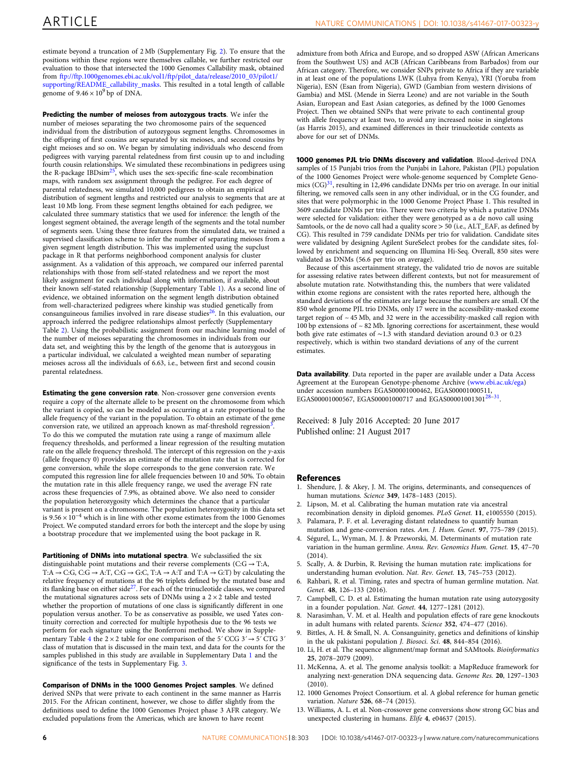estimate beyond a truncation of 2 Mb (Supplementary Fig. 2). To ensure that the positions within these regions were themselves callable, we further restricted our evaluation to those that intersected the 1000 Genomes Callability mask, obtained from ftp://ftp.1000genomes.ebi.ac.uk/vol1/ftp/pilot_data/release/2010_03/pilot1/supporting/README_callability_masks. This resulted in a total length of callable genome of $9.46 \times 10^9$ bp of DNA.

**Predicting the number of meioses from autozygous tracts**. We infer the number of meioses separating the two chromosome pairs of the sequenced individual from the distribution of autozygous segment lengths. Chromosomes in the offspring of first cousins are separated by six meioses, and second cousins by eight meioses and so on. We began by simulating individuals who descend from pedigrees with varying parental relatedness from first cousin up to and including fourth cousin relationships. We simulated these recombinations in pedigrees using the R-package IBDsim[25], which uses the sex-specific fine-scale recombination maps, with random sex assignment through the pedigree. For each degree of parental relatedness, we simulated 10,000 pedigrees to obtain an empirical distribution of segment lengths and restricted our analysis to segments that are at least 10 Mb long. From these segment lengths obtained for each pedigree, we calculated three summary statistics that we used for inference: the length of the longest segment obtained, the average length of the segments and the total number of segments seen. Using these three features from the simulated data, we trained a supervised classification scheme to infer the number of separating meioses from a given segment length distribution. This was implemented using the supclust package in R that performs neighborhood component analysis for cluster assignment. As a validation of this approach, we compared our inferred parental relationships with those from self-stated relatedness and we report the most likely assignment for each individual along with information, if available, about their known self-stated relationship (Supplementary Table 1). As a second line of evidence, we obtained information on the segment length distribution obtained from well-characterized pedigrees where kinship was studied genetically from consanguineous families involved in rare disease studies[26]. In this evaluation, our approach inferred the pedigree relationships almost perfectly (Supplementary Table 2). Using the probabilistic assignment from our machine learning model of the number of meioses separating the chromosomes in individuals from our data set, and weighting this by the length of the genome that is autozygous in a particular individual, we calculated a weighted mean number of separating meioses across all the individuals of 6.63, i.e., between first and second cousin parental relatedness.

**Estimating the gene conversion rate**. Non-crossover gene conversion events require a copy of the alternate allele to be present on the chromosome from which the variant is copied, so can be modeled as occurring at a rate proportional to the allele frequency of the variant in the population. To obtain an estimate of the gene conversion rate, we utilized an approach known as maf-threshold regression[3]. To do this we computed the mutation rate using a range of maximum allele frequency thresholds, and performed a linear regression of the resulting mutation rate on the allele frequency threshold. The intercept of this regression on the *y*-axis (allele frequency 0) provides an estimate of the mutation rate that is corrected for gene conversion, while the slope corresponds to the gene conversion rate. We computed this regression line for allele frequencies between 10 and 50%. To obtain the mutation rate in this allele frequency range, we used the average FN rate across these frequencies of 7.9%, as obtained above. We also need to consider the population heterozygosity which determines the chance that a particular variant is present on a chromosome. The population heterozygosity in this data set is $9.56 \times 10^{-4}$ which is in line with other exome estimates from the 1000 Genomes Project. We computed standard errors for both the intercept and the slope by using a bootstrap procedure that we implemented using the boot package in R.

**Partitioning of DNMs into mutational spectra**. We subclassified the six distinguishable point mutations and their reverse complements (C:G → T:A, T:A → C:G, C:G → A:T, C:G → G:C, T:A → A:T and T:A → G:T) by calculating the relative frequency of mutations at the 96 triplets defined by the mutated base and its flanking base on either side[27]. For each of the trinucleotide classes, we compared the mutational signatures across sets of DNMs using a 2 × 2 table and tested whether the proportion of mutations of one class is significantly different in one population versus another. To be as conservative as possible, we used Yates continuity correction and corrected for multiple hypothesis due to the 96 tests we perform for each signature using the Bonferroni method. We show in Supplementary Table 4 the 2 × 2 table for one comparison of the 5′ CCG 3′ → 5′ CTG 3′ class of mutation that is discussed in the main text, and data for the counts for the samples published in this study are available in Supplementary Data 1 and the significance of the tests in Supplementary Fig. 3.

**Comparison of DNMs in the 1000 Genomes Project samples**. We defined derived SNPs that were private to each continent in the same manner as Harris 2015. For the African continent, however, we chose to differ slightly from the definitions used to define the 1000 Genomes Project phase 3 AFR category. We excluded populations from the Americas, which are known to have recent admixture from both Africa and Europe, and so dropped ASW (African Americans from the Southwest US) and ACB (African Caribbeans from Barbados) from our African category. Therefore, we consider SNPs private to Africa if they are variable in at least one of the populations LWK (Luhya from Kenya), YRI (Yoruba from Nigeria), ESN (Esan from Nigeria), GWD (Gambian from western divisions of Gambia) and MSL (Mende in Sierra Leone) and are not variable in the South Asian, European and East Asian categories, as defined by the 1000 Genomes Project. Then we obtained SNPs that were private to each continental group with allele frequency at least two, to avoid any increased noise in singletons (as Harris 2015), and examined differences in their trinucleotide contexts as above for our set of DNMs.

**1000 genomes PJL trio DNMs discovery and validation**. Blood-derived DNA samples of 15 Punjabi trios from the Punjabi in Lahore, Pakistan (PJL) population of the 1000 Genomes Project were whole-genome sequenced by Complete Genomics (CG)[31], resulting in 12,496 candidate DNMs per trio on average. In our initial filtering, we removed calls seen in any other individual, or in the CG founder, and sites that were polymorphic in the 1000 Genome Project Phase 1. This resulted in 3609 candidate DNMs per trio. There were two criteria by which a putative DNMs were selected for validation: either they were genotyped as a de novo call using Samtools, or the de novo call had a quality score > 50 (i.e., ALT_EAF, as defined by CG). This resulted in 759 candidate DNMs per trio for validation. Candidate sites were validated by designing Agilent SureSelect probes for the candidate sites, followed by enrichment and sequencing on Illumina Hi-Seq. Overall, 850 sites were validated as DNMs (56.6 per trio on average).

Because of this ascertainment strategy, the validated trio de novos are suitable for assessing relative rates between different contexts, but not for measurement of absolute mutation rate. Notwithstanding this, the numbers that were validated within exome regions are consistent with the rates reported here, although the standard deviations of the estimates are large because the numbers are small. Of the 850 whole genome PJL trio DNMs, only 17 were in the accessibility-masked exome target region of ~ 45 Mb, and 32 were in the accessibility-masked call region with 100 bp extensions of ~ 82 Mb. Ignoring corrections for ascertainment, these would both give rate estimates of ~1.3 with standard deviation around 0.3 or 0.23 respectively, which is within two standard deviations of any of the current estimates.

**Data availability**. Data reported in the paper are available under a Data Access Agreement at the European Genotype-phenome Archive (www.ebi.ac.uk/ega) under accession numbers EGAS00001000462, EGAS00001000511, EGAS00001000567, EGAS00001000717 and EGAS00001001301[28–31].

Received: 8 July 2016 Accepted: 20 June 2017
Published online: 21 August 2017

## References

1. Shendure, J. & Akey, J. M. The origins, determinants, and consequences of human mutations. *Science* **349**, 1478–1483 (2015).
2. Lipson, M. et al. Calibrating the human mutation rate via ancestral recombination density in diploid genomes. *PLoS Genet.* **11**, e1005550 (2015).
3. Palamara, P. F. et al. Leveraging distant relatedness to quantify human mutation and gene-conversion rates. *Am. J. Hum. Genet.* **97**, 775–789 (2015).
4. Ségurel, L., Wyman, M. J. & Przeworski, M. Determinants of mutation rate variation in the human germline. *Annu. Rev. Genomics Hum. Genet.* **15**, 47–70 (2014).
5. Scally, A. & Durbin, R. Revising the human mutation rate: implications for understanding human evolution. *Nat. Rev. Genet.* **13**, 745–753 (2012).
6. Rahbari, R. et al. Timing, rates and spectra of human germline mutation. *Nat. Genet.* **48**, 126–133 (2016).
7. Campbell, C. D. et al. Estimating the human mutation rate using autozygosity in a founder population. *Nat. Genet.* **44**, 1277–1281 (2012).
8. Narasimhan, V. M. et al. Health and population effects of rare gene knockouts in adult humans with related parents. *Science* **352**, 474–477 (2016).
9. Bittles, A. H. & Small, N. A. Consanguinity, genetics and definitions of kinship in the uk pakistani population *J. Biosoci. Sci.* **48**, 844–854 (2016).
10. Li, H. et al. The sequence alignment/map format and SAMtools. *Bioinformatics* **25**, 2078–2079 (2009).
11. McKenna, A. et al. The genome analysis toolkit: a MapReduce framework for analyzing next-generation DNA sequencing data. *Genome Res.* **20**, 1297–1303 (2010).
12. 1000 Genomes Project Consortium. et al. A global reference for human genetic variation. *Nature* **526**, 68–74 (2015).
13. Williams, A. L. et al. Non-crossover gene conversions show strong GC bias and unexpected clustering in humans. *Elife* **4**, e04637 (2015).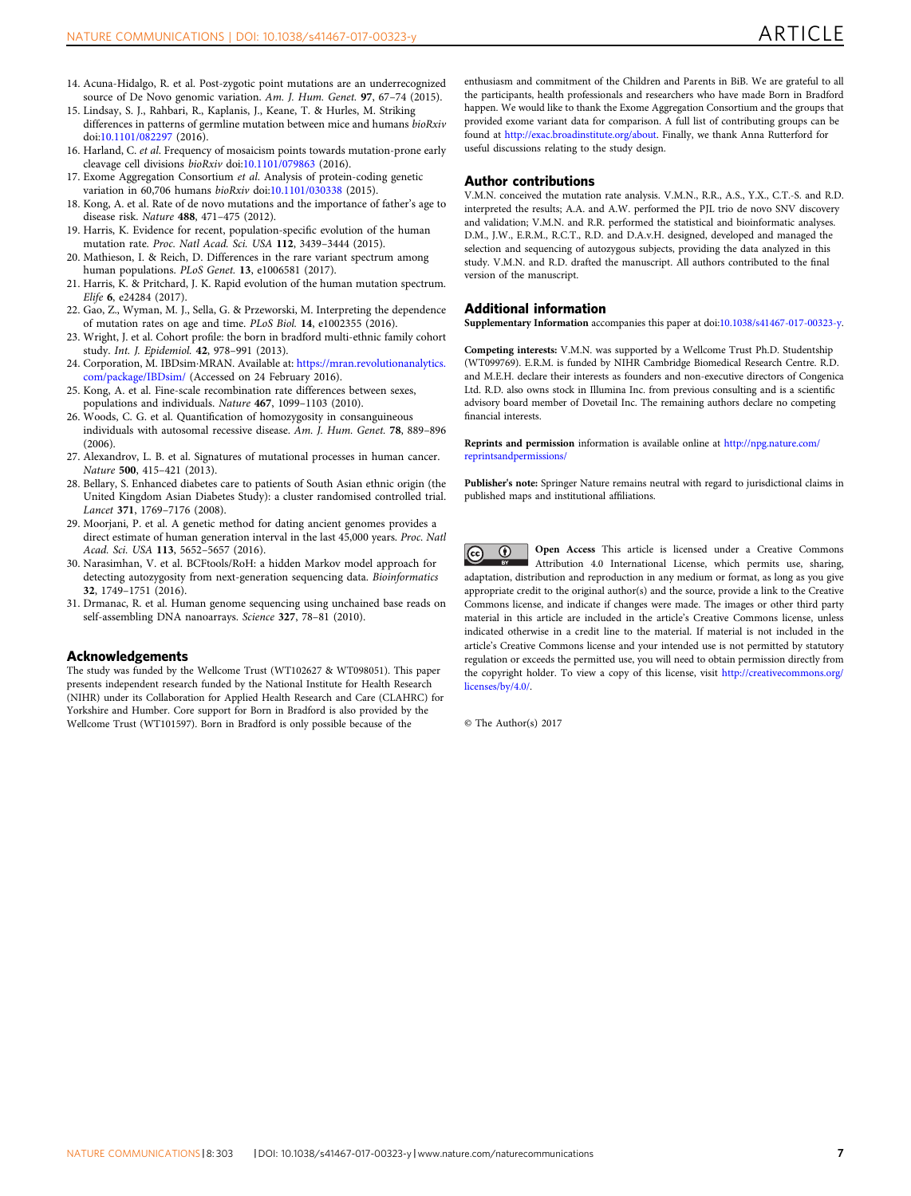14. Acuna-Hidalgo, R. et al. Post-zygotic point mutations are an underrecognized source of De Novo genomic variation. *Am. J. Hum. Genet.* **97**, 67–74 (2015).
15. Lindsay, S. J., Rahbari, R., Kaplanis, J., Keane, T. & Hurles, M. Striking differences in patterns of germline mutation between mice and humans *bioRxiv* doi:10.1101/082297 (2016).
16. Harland, C. *et al*. Frequency of mosaicism points towards mutation-prone early cleavage cell divisions *bioRxiv* doi:10.1101/079863 (2016).
17. Exome Aggregation Consortium *et al*. Analysis of protein-coding genetic variation in 60,706 humans *bioRxiv* doi:10.1101/030338 (2015).
18. Kong, A. et al. Rate of de novo mutations and the importance of father's age to disease risk. *Nature* **488**, 471–475 (2012).
19. Harris, K. Evidence for recent, population-specific evolution of the human mutation rate. *Proc. Natl Acad. Sci. USA* **112**, 3439–3444 (2015).
20. Mathieson, I. & Reich, D. Differences in the rare variant spectrum among human populations. *PLoS Genet.* **13**, e1006581 (2017).
21. Harris, K. & Pritchard, J. K. Rapid evolution of the human mutation spectrum. *Elife* **6**, e24284 (2017).
22. Gao, Z., Wyman, M. J., Sella, G. & Przeworski, M. Interpreting the dependence of mutation rates on age and time. *PLoS Biol.* **14**, e1002355 (2016).
23. Wright, J. et al. Cohort profile: the born in bradford multi-ethnic family cohort study. *Int. J. Epidemiol.* **42**, 978–991 (2013).
24. Corporation, M. IBDsim·MRAN. Available at: https://mran.revolutionanalytics.com/package/IBDsim/ (Accessed on 24 February 2016).
25. Kong, A. et al. Fine-scale recombination rate differences between sexes, populations and individuals. *Nature* **467**, 1099–1103 (2010).
26. Woods, C. G. et al. Quantification of homozygosity in consanguineous individuals with autosomal recessive disease. *Am. J. Hum. Genet.* **78**, 889–896 (2006).
27. Alexandrov, L. B. et al. Signatures of mutational processes in human cancer. *Nature* **500**, 415–421 (2013).
28. Bellary, S. Enhanced diabetes care to patients of South Asian ethnic origin (the United Kingdom Asian Diabetes Study): a cluster randomised controlled trial. *Lancet* **371**, 1769–7176 (2008).
29. Moorjani, P. et al. A genetic method for dating ancient genomes provides a direct estimate of human generation interval in the last 45,000 years. *Proc. Natl Acad. Sci. USA* **113**, 5652–5657 (2016).
30. Narasimhan, V. et al. BCFtools/RoH: a hidden Markov model approach for detecting autozygosity from next-generation sequencing data. *Bioinformatics* **32**, 1749–1751 (2016).
31. Drmanac, R. et al. Human genome sequencing using unchained base reads on self-assembling DNA nanoarrays. *Science* **327**, 78–81 (2010).

## Acknowledgements

The study was funded by the Wellcome Trust (WT102627 & WT098051). This paper presents independent research funded by the National Institute for Health Research (NIHR) under its Collaboration for Applied Health Research and Care (CLAHRC) for Yorkshire and Humber. Core support for Born in Bradford is also provided by the Wellcome Trust (WT101597). Born in Bradford is only possible because of the enthusiasm and commitment of the Children and Parents in BiB. We are grateful to all the participants, health professionals and researchers who have made Born in Bradford happen. We would like to thank the Exome Aggregation Consortium and the groups that provided exome variant data for comparison. A full list of contributing groups can be found at http://exac.broadinstitute.org/about. Finally, we thank Anna Rutterford for useful discussions relating to the study design.

## Author contributions

V.M.N. conceived the mutation rate analysis. V.M.N., R.R., A.S., Y.X., C.T.-S. and R.D. interpreted the results; A.A. and A.W. performed the PJL trio de novo SNV discovery and validation; V.M.N. and R.R. performed the statistical and bioinformatic analyses. D.M., J.W., E.R.M., R.C.T., R.D. and D.A.v.H. designed, developed and managed the selection and sequencing of autozygous subjects, providing the data analyzed in this study. V.M.N. and R.D. drafted the manuscript. All authors contributed to the final version of the manuscript.

## Additional information

**Supplementary Information** accompanies this paper at doi:10.1038/s41467-017-00323-y.

**Competing interests:** V.M.N. was supported by a Wellcome Trust Ph.D. Studentship (WT099769). E.R.M. is funded by NIHR Cambridge Biomedical Research Centre. R.D. and M.E.H. declare their interests as founders and non-executive directors of Congenica Ltd. R.D. also owns stock in Illumina Inc. from previous consulting and is a scientific advisory board member of Dovetail Inc. The remaining authors declare no competing financial interests.

**Reprints and permission** information is available online at http://npg.nature.com/reprintsandpermissions/

**Publisher's note:** Springer Nature remains neutral with regard to jurisdictional claims in published maps and institutional affiliations.

**Open Access** This article is licensed under a Creative Commons Attribution 4.0 International License, which permits use, sharing, adaptation, distribution and reproduction in any medium or format, as long as you give appropriate credit to the original author(s) and the source, provide a link to the Creative Commons license, and indicate if changes were made. The images or other third party material in this article are included in the article's Creative Commons license, unless indicated otherwise in a credit line to the material. If material is not included in the article's Creative Commons license and your intended use is not permitted by statutory regulation or exceeds the permitted use, you will need to obtain permission directly from the copyright holder. To view a copy of this license, visit http://creativecommons.org/licenses/by/4.0/.

© The Author(s) 2017